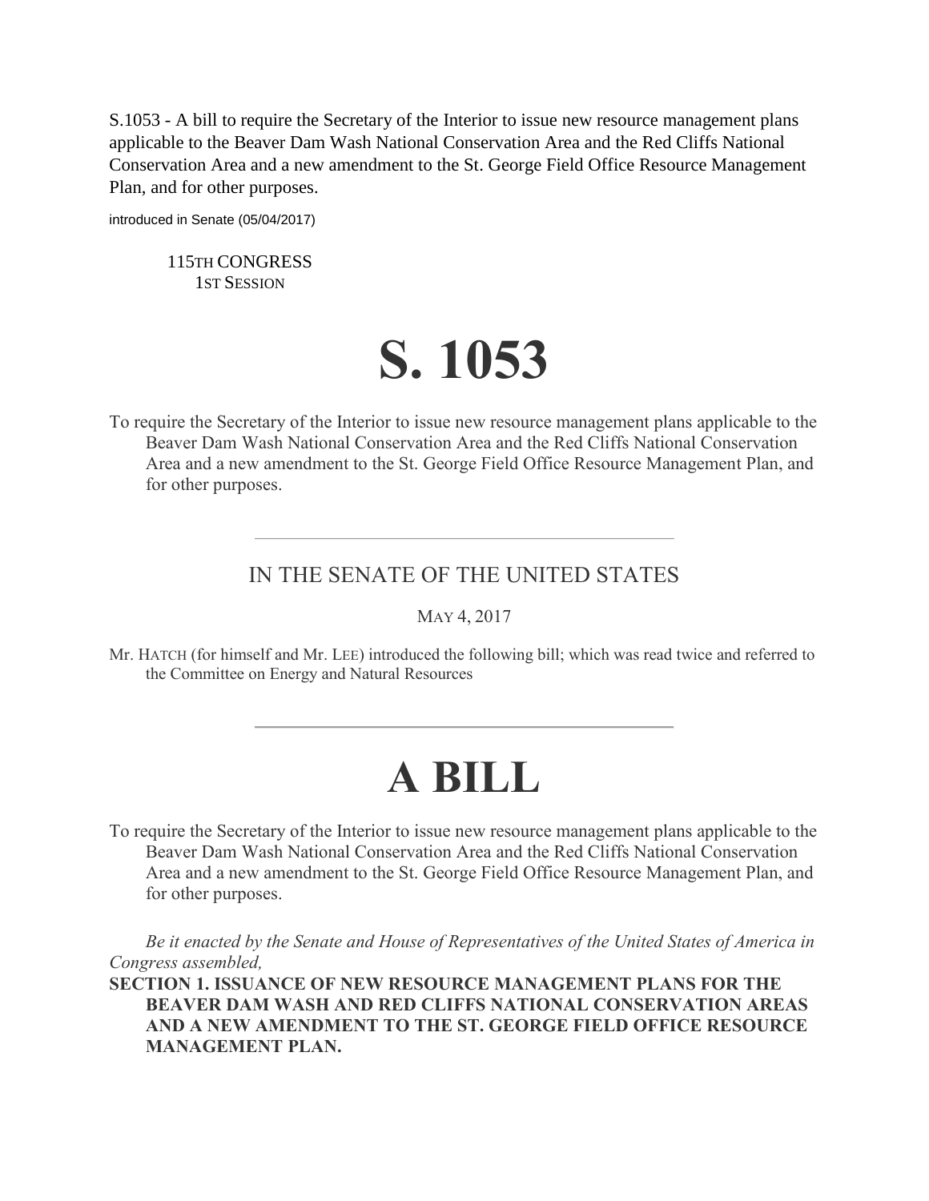S.1053 - A bill to require the Secretary of the Interior to issue new resource management plans applicable to the Beaver Dam Wash National Conservation Area and the Red Cliffs National Conservation Area and a new amendment to the St. George Field Office Resource Management Plan, and for other purposes.

introduced in Senate (05/04/2017)

115TH CONGRESS
1ST SESSION

# S. 1053

To require the Secretary of the Interior to issue new resource management plans applicable to the Beaver Dam Wash National Conservation Area and the Red Cliffs National Conservation Area and a new amendment to the St. George Field Office Resource Management Plan, and for other purposes.

---

## IN THE SENATE OF THE UNITED STATES

MAY 4, 2017

Mr. HATCH (for himself and Mr. LEE) introduced the following bill; which was read twice and referred to the Committee on Energy and Natural Resources

---

# A BILL

To require the Secretary of the Interior to issue new resource management plans applicable to the Beaver Dam Wash National Conservation Area and the Red Cliffs National Conservation Area and a new amendment to the St. George Field Office Resource Management Plan, and for other purposes.

*Be it enacted by the Senate and House of Representatives of the United States of America in Congress assembled,*

**SECTION 1. ISSUANCE OF NEW RESOURCE MANAGEMENT PLANS FOR THE BEAVER DAM WASH AND RED CLIFFS NATIONAL CONSERVATION AREAS AND A NEW AMENDMENT TO THE ST. GEORGE FIELD OFFICE RESOURCE MANAGEMENT PLAN.**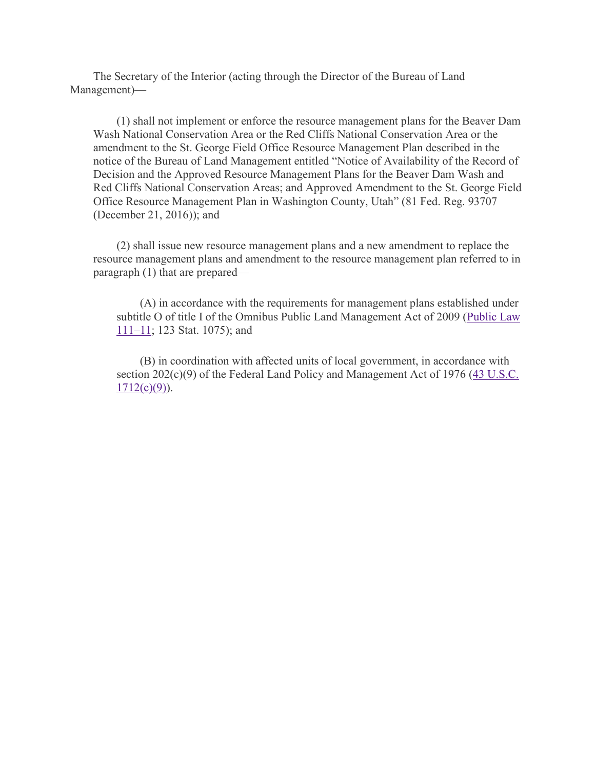The Secretary of the Interior (acting through the Director of the Bureau of Land Management)—

(1) shall not implement or enforce the resource management plans for the Beaver Dam Wash National Conservation Area or the Red Cliffs National Conservation Area or the amendment to the St. George Field Office Resource Management Plan described in the notice of the Bureau of Land Management entitled "Notice of Availability of the Record of Decision and the Approved Resource Management Plans for the Beaver Dam Wash and Red Cliffs National Conservation Areas; and Approved Amendment to the St. George Field Office Resource Management Plan in Washington County, Utah" (81 Fed. Reg. 93707 (December 21, 2016)); and

(2) shall issue new resource management plans and a new amendment to replace the resource management plans and amendment to the resource management plan referred to in paragraph (1) that are prepared—

(A) in accordance with the requirements for management plans established under subtitle O of title I of the Omnibus Public Land Management Act of 2009 (Public Law 111–11; 123 Stat. 1075); and

(B) in coordination with affected units of local government, in accordance with section 202(c)(9) of the Federal Land Policy and Management Act of 1976 (43 U.S.C. 1712(c)(9)).